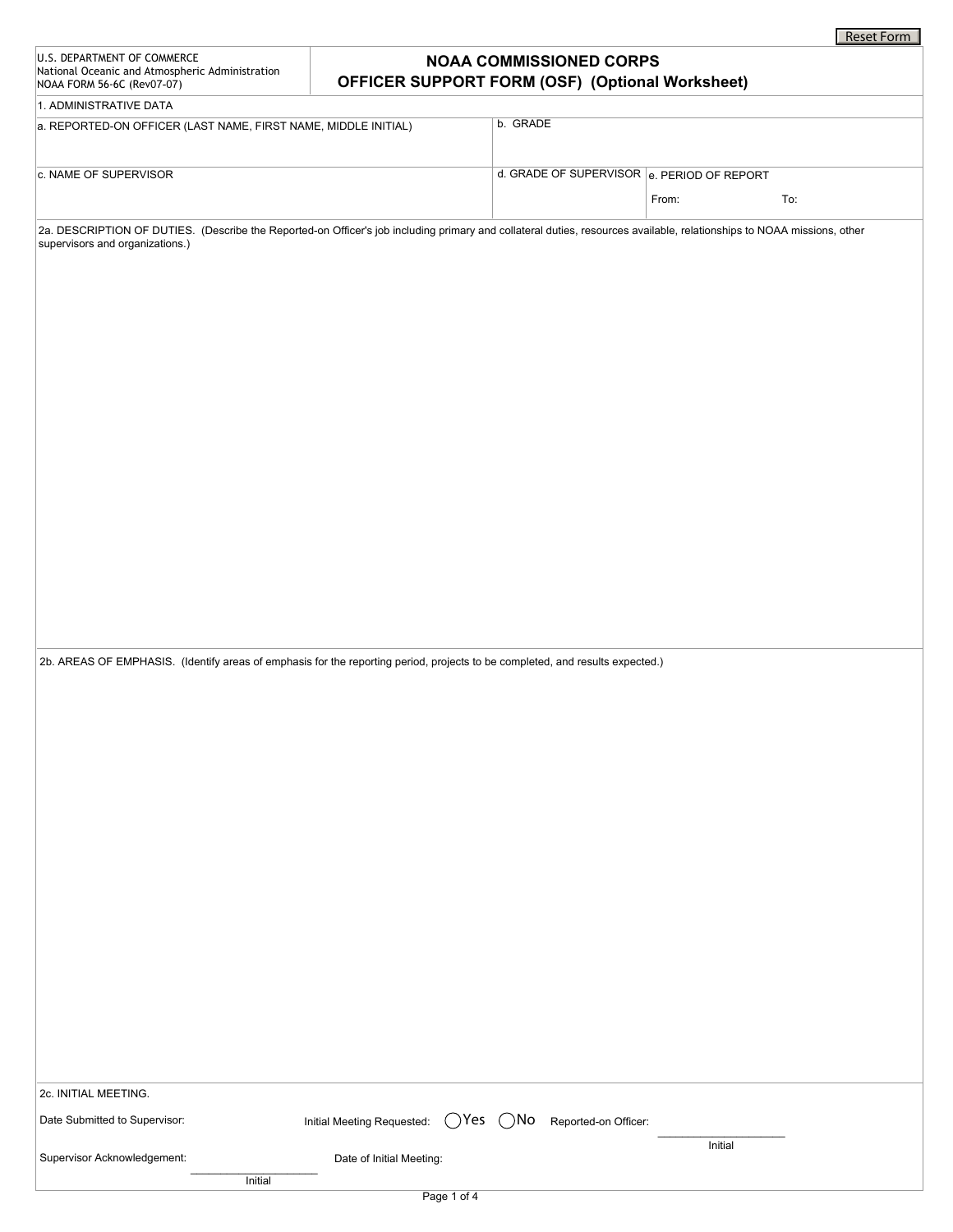Reset Form

U.S. DEPARTMENT OF COMMERCE
National Oceanic and Atmospheric Administration
NOAA FORM 56-6C (Rev07-07)

# NOAA COMMISSIONED CORPS
# OFFICER SUPPORT FORM (OSF) (Optional Worksheet)

1. ADMINISTRATIVE DATA

| a. REPORTED-ON OFFICER (LAST NAME, FIRST NAME, MIDDLE INITIAL) | b. GRADE | |
|---|---|---|
| c. NAME OF SUPERVISOR | d. GRADE OF SUPERVISOR | e. PERIOD OF REPORT<br>From: To: |

2a. DESCRIPTION OF DUTIES. (Describe the Reported-on Officer's job including primary and collateral duties, resources available, relationships to NOAA missions, other supervisors and organizations.)

2b. AREAS OF EMPHASIS. (Identify areas of emphasis for the reporting period, projects to be completed, and results expected.)

2c. INITIAL MEETING.

Date Submitted to Supervisor:

Initial Meeting Requested: ◯ Yes ◯ No

Reported-on Officer: ____________________ Initial

Supervisor Acknowledgement: ____________________ Initial

Date of Initial Meeting: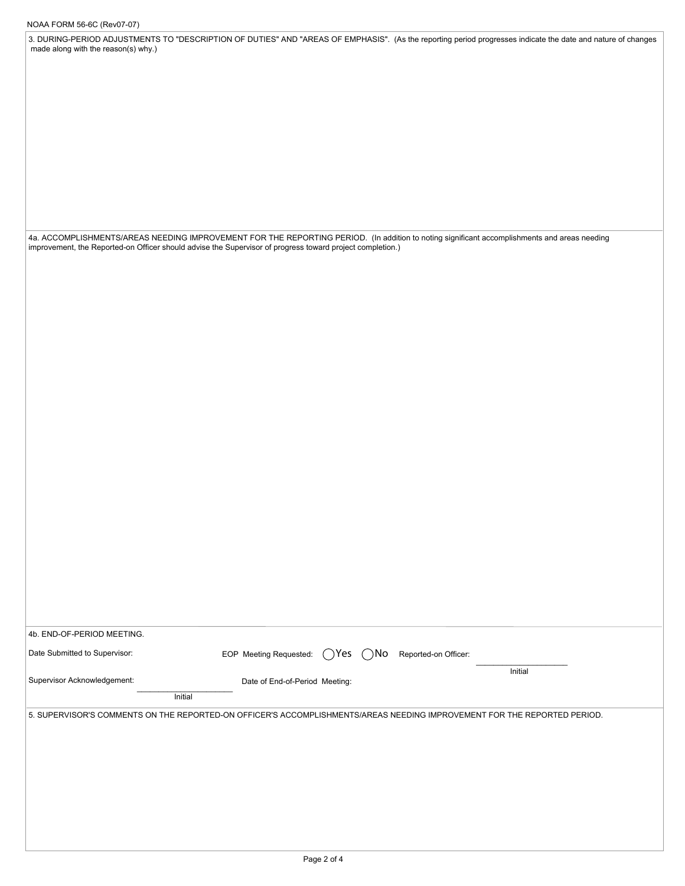NOAA FORM 56-6C (Rev07-07)

3. DURING-PERIOD ADJUSTMENTS TO "DESCRIPTION OF DUTIES" AND "AREAS OF EMPHASIS". (As the reporting period progresses indicate the date and nature of changes made along with the reason(s) why.)

4a. ACCOMPLISHMENTS/AREAS NEEDING IMPROVEMENT FOR THE REPORTING PERIOD. (In addition to noting significant accomplishments and areas needing improvement, the Reported-on Officer should advise the Supervisor of progress toward project completion.)

4b. END-OF-PERIOD MEETING.

Date Submitted to Supervisor:

EOP Meeting Requested: ◯ Yes ◯ No

Reported-on Officer: ____________________ Initial

Supervisor Acknowledgement: ____________________ Initial

Date of End-of-Period Meeting:

5. SUPERVISOR'S COMMENTS ON THE REPORTED-ON OFFICER'S ACCOMPLISHMENTS/AREAS NEEDING IMPROVEMENT FOR THE REPORTED PERIOD.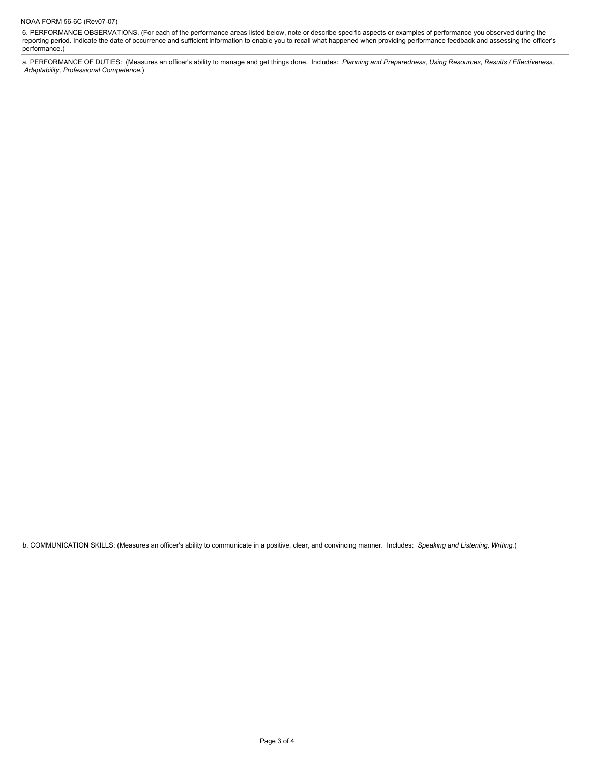NOAA FORM 56-6C (Rev07-07)

6. PERFORMANCE OBSERVATIONS. (For each of the performance areas listed below, note or describe specific aspects or examples of performance you observed during the reporting period. Indicate the date of occurrence and sufficient information to enable you to recall what happened when providing performance feedback and assessing the officer's performance.)

a. PERFORMANCE OF DUTIES: (Measures an officer's ability to manage and get things done. Includes: *Planning and Preparedness, Using Resources, Results / Effectiveness, Adaptability, Professional Competence.*)

b. COMMUNICATION SKILLS: (Measures an officer's ability to communicate in a positive, clear, and convincing manner. Includes: *Speaking and Listening, Writing.*)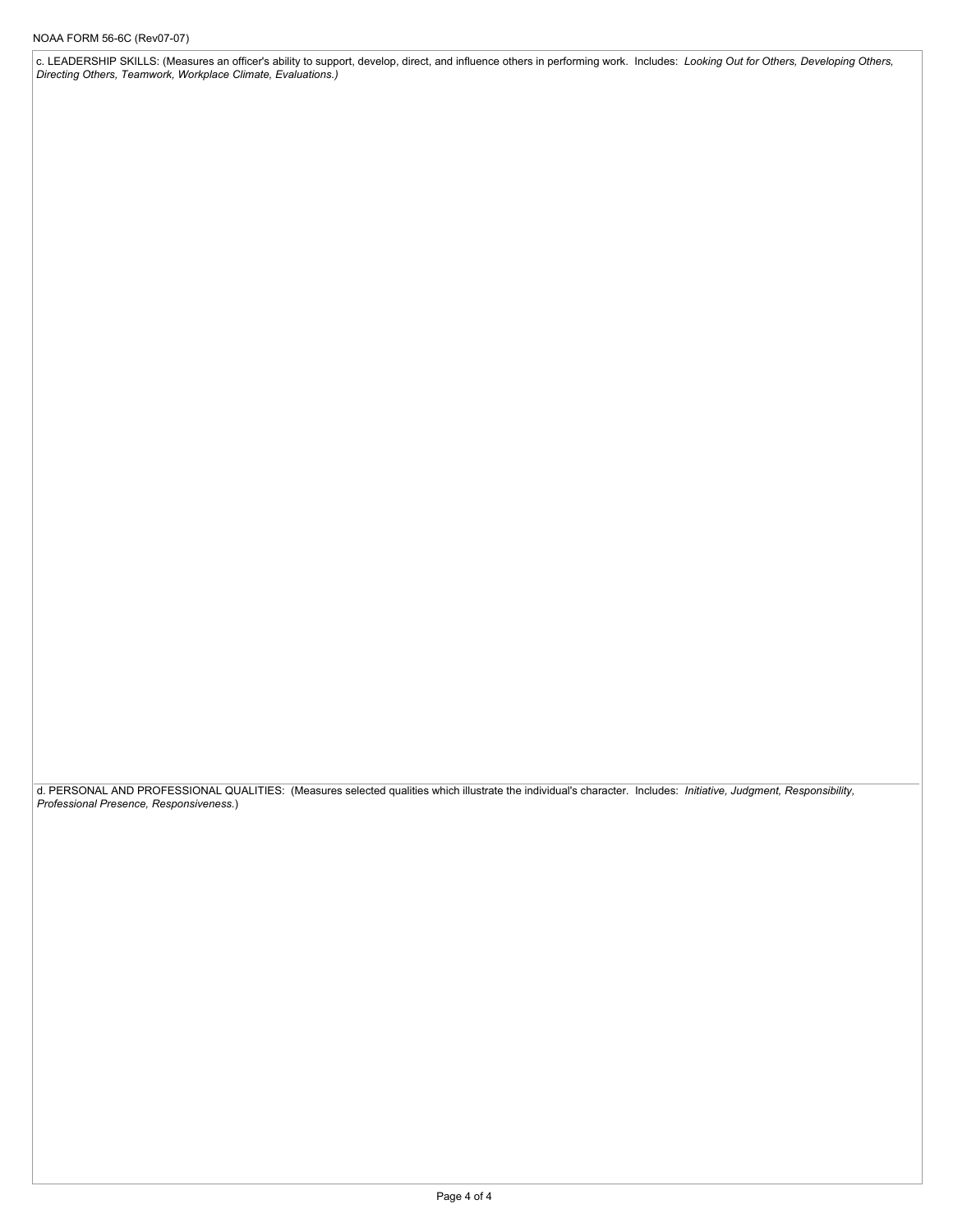c. LEADERSHIP SKILLS: (Measures an officer's ability to support, develop, direct, and influence others in performing work. Includes: *Looking Out for Others, Developing Others, Directing Others, Teamwork, Workplace Climate, Evaluations.)*

d. PERSONAL AND PROFESSIONAL QUALITIES: (Measures selected qualities which illustrate the individual's character. Includes: *Initiative, Judgment, Responsibility, Professional Presence, Responsiveness.*)